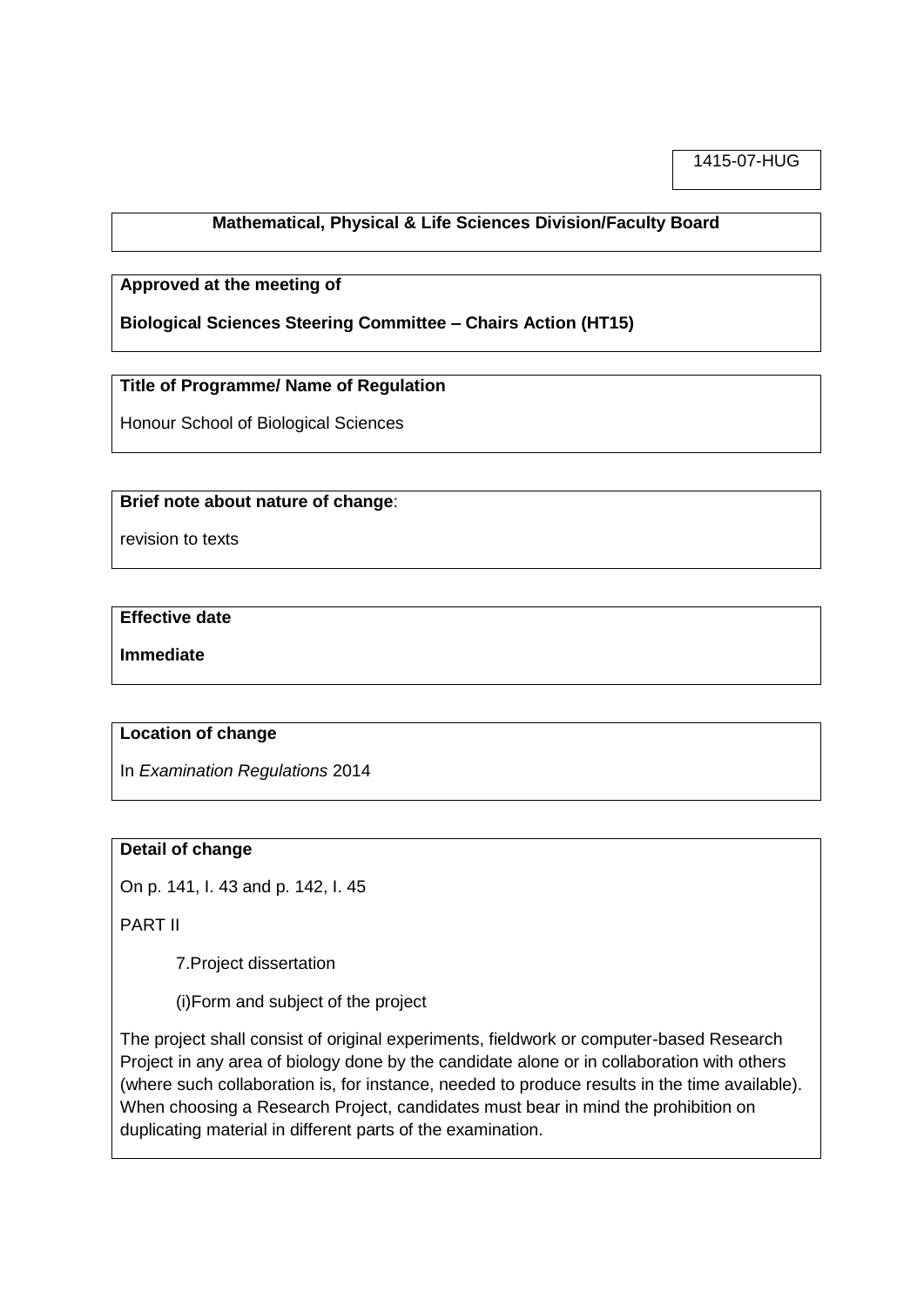1415-07-HUG

**Mathematical, Physical & Life Sciences Division/Faculty Board**

**Approved at the meeting of**

**Biological Sciences Steering Committee – Chairs Action (HT15)**

**Title of Programme/ Name of Regulation**

Honour School of Biological Sciences

**Brief note about nature of change**:

revision to texts

**Effective date**

**Immediate**

**Location of change**

In *Examination Regulations* 2014

**Detail of change**

On p. 141, l. 43 and p. 142, l. 45

PART II

7.Project dissertation

(i)Form and subject of the project

The project shall consist of original experiments, fieldwork or computer-based Research Project in any area of biology done by the candidate alone or in collaboration with others (where such collaboration is, for instance, needed to produce results in the time available). When choosing a Research Project, candidates must bear in mind the prohibition on duplicating material in different parts of the examination.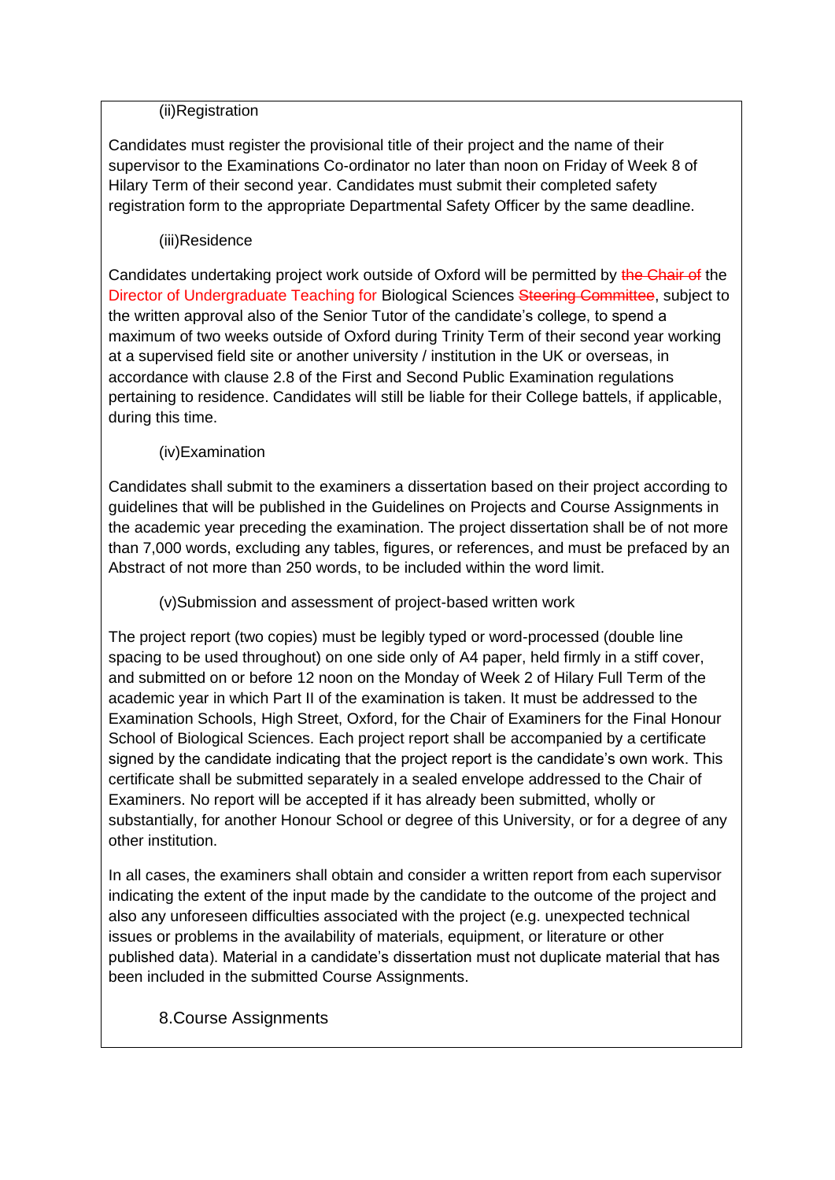(ii)Registration

Candidates must register the provisional title of their project and the name of their supervisor to the Examinations Co-ordinator no later than noon on Friday of Week 8 of Hilary Term of their second year. Candidates must submit their completed safety registration form to the appropriate Departmental Safety Officer by the same deadline.

(iii)Residence

Candidates undertaking project work outside of Oxford will be permitted by ~~the Chair of~~ the Director of Undergraduate Teaching for Biological Sciences ~~Steering Committee~~, subject to the written approval also of the Senior Tutor of the candidate's college, to spend a maximum of two weeks outside of Oxford during Trinity Term of their second year working at a supervised field site or another university / institution in the UK or overseas, in accordance with clause 2.8 of the First and Second Public Examination regulations pertaining to residence. Candidates will still be liable for their College battels, if applicable, during this time.

(iv)Examination

Candidates shall submit to the examiners a dissertation based on their project according to guidelines that will be published in the Guidelines on Projects and Course Assignments in the academic year preceding the examination. The project dissertation shall be of not more than 7,000 words, excluding any tables, figures, or references, and must be prefaced by an Abstract of not more than 250 words, to be included within the word limit.

(v)Submission and assessment of project-based written work

The project report (two copies) must be legibly typed or word-processed (double line spacing to be used throughout) on one side only of A4 paper, held firmly in a stiff cover, and submitted on or before 12 noon on the Monday of Week 2 of Hilary Full Term of the academic year in which Part II of the examination is taken. It must be addressed to the Examination Schools, High Street, Oxford, for the Chair of Examiners for the Final Honour School of Biological Sciences. Each project report shall be accompanied by a certificate signed by the candidate indicating that the project report is the candidate's own work. This certificate shall be submitted separately in a sealed envelope addressed to the Chair of Examiners. No report will be accepted if it has already been submitted, wholly or substantially, for another Honour School or degree of this University, or for a degree of any other institution.

In all cases, the examiners shall obtain and consider a written report from each supervisor indicating the extent of the input made by the candidate to the outcome of the project and also any unforeseen difficulties associated with the project (e.g. unexpected technical issues or problems in the availability of materials, equipment, or literature or other published data). Material in a candidate's dissertation must not duplicate material that has been included in the submitted Course Assignments.

8.Course Assignments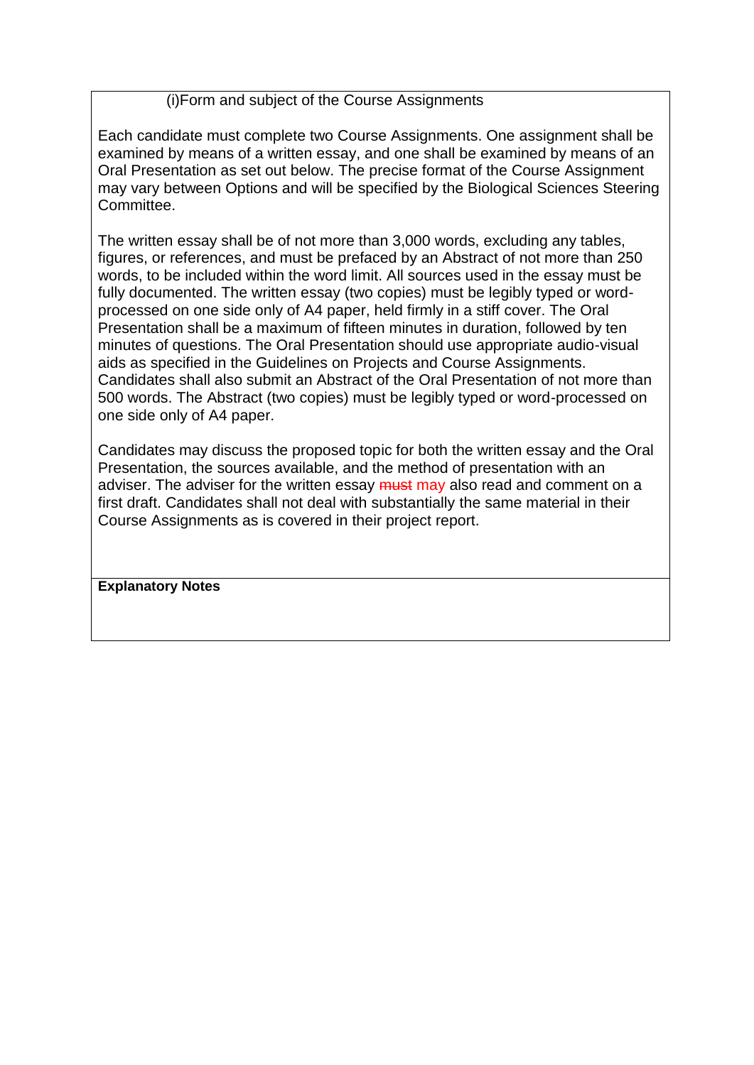(i) Form and subject of the Course Assignments

Each candidate must complete two Course Assignments. One assignment shall be examined by means of a written essay, and one shall be examined by means of an Oral Presentation as set out below. The precise format of the Course Assignment may vary between Options and will be specified by the Biological Sciences Steering Committee.

The written essay shall be of not more than 3,000 words, excluding any tables, figures, or references, and must be prefaced by an Abstract of not more than 250 words, to be included within the word limit. All sources used in the essay must be fully documented. The written essay (two copies) must be legibly typed or word-processed on one side only of A4 paper, held firmly in a stiff cover. The Oral Presentation shall be a maximum of fifteen minutes in duration, followed by ten minutes of questions. The Oral Presentation should use appropriate audio-visual aids as specified in the Guidelines on Projects and Course Assignments. Candidates shall also submit an Abstract of the Oral Presentation of not more than 500 words. The Abstract (two copies) must be legibly typed or word-processed on one side only of A4 paper.

Candidates may discuss the proposed topic for both the written essay and the Oral Presentation, the sources available, and the method of presentation with an adviser. The adviser for the written essay ~~must~~ may also read and comment on a first draft. Candidates shall not deal with substantially the same material in their Course Assignments as is covered in their project report.

**Explanatory Notes**